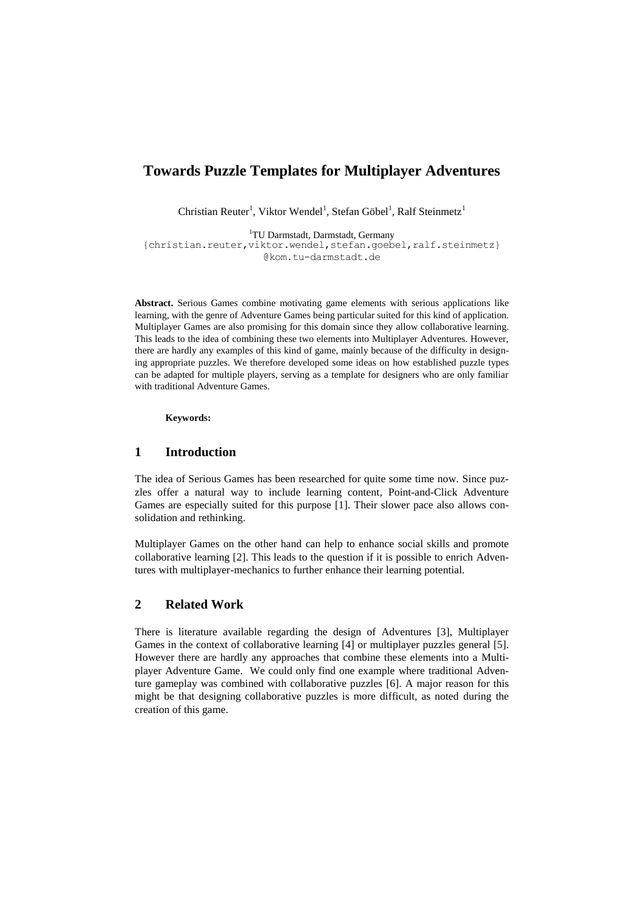# Towards Puzzle Templates for Multiplayer Adventures

Christian Reuter[1], Viktor Wendel[1], Stefan Göbel[1], Ralf Steinmetz[1]

[1]TU Darmstadt, Darmstadt, Germany
{christian.reuter,viktor.wendel,stefan.goebel,ralf.steinmetz}@kom.tu-darmstadt.de

**Abstract.** Serious Games combine motivating game elements with serious applications like learning, with the genre of Adventure Games being particular suited for this kind of application. Multiplayer Games are also promising for this domain since they allow collaborative learning. This leads to the idea of combining these two elements into Multiplayer Adventures. However, there are hardly any examples of this kind of game, mainly because of the difficulty in designing appropriate puzzles. We therefore developed some ideas on how established puzzle types can be adapted for multiple players, serving as a template for designers who are only familiar with traditional Adventure Games.

**Keywords:**

## 1 Introduction

The idea of Serious Games has been researched for quite some time now. Since puzzles offer a natural way to include learning content, Point-and-Click Adventure Games are especially suited for this purpose [1]. Their slower pace also allows consolidation and rethinking.

Multiplayer Games on the other hand can help to enhance social skills and promote collaborative learning [2]. This leads to the question if it is possible to enrich Adventures with multiplayer-mechanics to further enhance their learning potential.

## 2 Related Work

There is literature available regarding the design of Adventures [3], Multiplayer Games in the context of collaborative learning [4] or multiplayer puzzles general [5]. However there are hardly any approaches that combine these elements into a Multiplayer Adventure Game. We could only find one example where traditional Adventure gameplay was combined with collaborative puzzles [6]. A major reason for this might be that designing collaborative puzzles is more difficult, as noted during the creation of this game.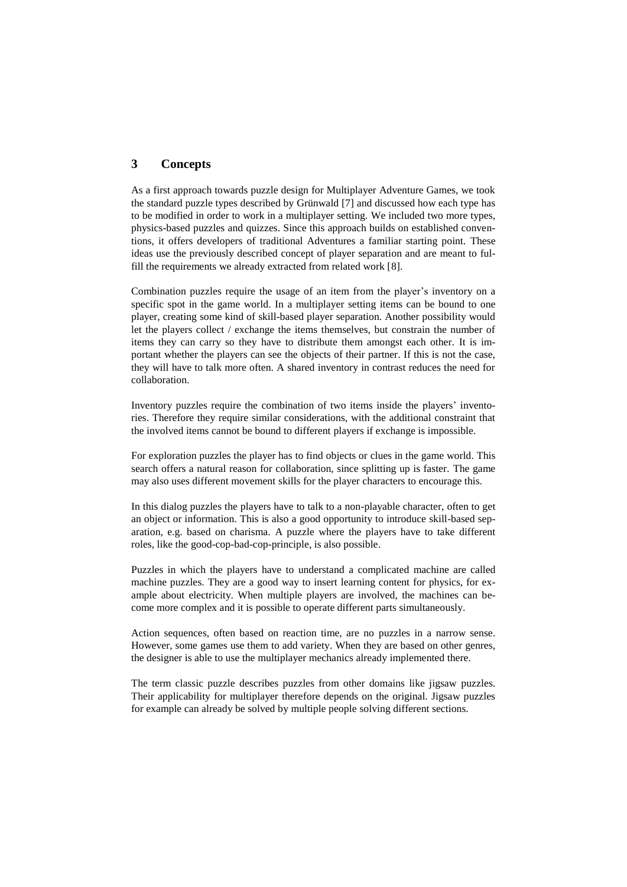## 3 Concepts

As a first approach towards puzzle design for Multiplayer Adventure Games, we took the standard puzzle types described by Grünwald [7] and discussed how each type has to be modified in order to work in a multiplayer setting. We included two more types, physics-based puzzles and quizzes. Since this approach builds on established conventions, it offers developers of traditional Adventures a familiar starting point. These ideas use the previously described concept of player separation and are meant to fulfill the requirements we already extracted from related work [8].

Combination puzzles require the usage of an item from the player's inventory on a specific spot in the game world. In a multiplayer setting items can be bound to one player, creating some kind of skill-based player separation. Another possibility would let the players collect / exchange the items themselves, but constrain the number of items they can carry so they have to distribute them amongst each other. It is important whether the players can see the objects of their partner. If this is not the case, they will have to talk more often. A shared inventory in contrast reduces the need for collaboration.

Inventory puzzles require the combination of two items inside the players' inventories. Therefore they require similar considerations, with the additional constraint that the involved items cannot be bound to different players if exchange is impossible.

For exploration puzzles the player has to find objects or clues in the game world. This search offers a natural reason for collaboration, since splitting up is faster. The game may also uses different movement skills for the player characters to encourage this.

In this dialog puzzles the players have to talk to a non-playable character, often to get an object or information. This is also a good opportunity to introduce skill-based separation, e.g. based on charisma. A puzzle where the players have to take different roles, like the good-cop-bad-cop-principle, is also possible.

Puzzles in which the players have to understand a complicated machine are called machine puzzles. They are a good way to insert learning content for physics, for example about electricity. When multiple players are involved, the machines can become more complex and it is possible to operate different parts simultaneously.

Action sequences, often based on reaction time, are no puzzles in a narrow sense. However, some games use them to add variety. When they are based on other genres, the designer is able to use the multiplayer mechanics already implemented there.

The term classic puzzle describes puzzles from other domains like jigsaw puzzles. Their applicability for multiplayer therefore depends on the original. Jigsaw puzzles for example can already be solved by multiple people solving different sections.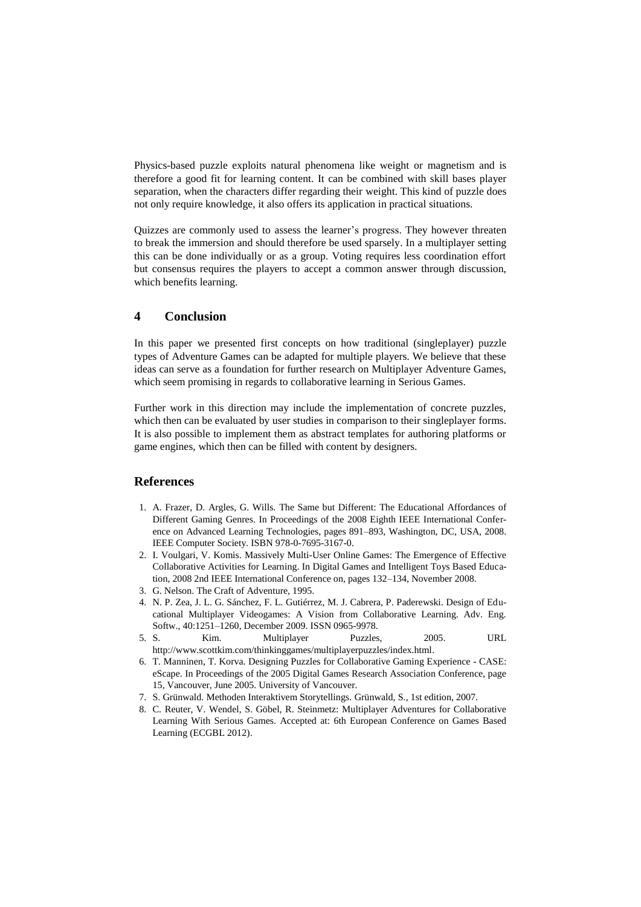Physics-based puzzle exploits natural phenomena like weight or magnetism and is therefore a good fit for learning content. It can be combined with skill bases player separation, when the characters differ regarding their weight. This kind of puzzle does not only require knowledge, it also offers its application in practical situations.

Quizzes are commonly used to assess the learner's progress. They however threaten to break the immersion and should therefore be used sparsely. In a multiplayer setting this can be done individually or as a group. Voting requires less coordination effort but consensus requires the players to accept a common answer through discussion, which benefits learning.

## 4 Conclusion

In this paper we presented first concepts on how traditional (singleplayer) puzzle types of Adventure Games can be adapted for multiple players. We believe that these ideas can serve as a foundation for further research on Multiplayer Adventure Games, which seem promising in regards to collaborative learning in Serious Games.

Further work in this direction may include the implementation of concrete puzzles, which then can be evaluated by user studies in comparison to their singleplayer forms. It is also possible to implement them as abstract templates for authoring platforms or game engines, which then can be filled with content by designers.

## References

1. A. Frazer, D. Argles, G. Wills. The Same but Different: The Educational Affordances of Different Gaming Genres. In Proceedings of the 2008 Eighth IEEE International Conference on Advanced Learning Technologies, pages 891–893, Washington, DC, USA, 2008. IEEE Computer Society. ISBN 978-0-7695-3167-0.
2. I. Voulgari, V. Komis. Massively Multi-User Online Games: The Emergence of Effective Collaborative Activities for Learning. In Digital Games and Intelligent Toys Based Education, 2008 2nd IEEE International Conference on, pages 132–134, November 2008.
3. G. Nelson. The Craft of Adventure, 1995.
4. N. P. Zea, J. L. G. Sánchez, F. L. Gutiérrez, M. J. Cabrera, P. Paderewski. Design of Educational Multiplayer Videogames: A Vision from Collaborative Learning. Adv. Eng. Softw., 40:1251–1260, December 2009. ISSN 0965-9978.
5. S. Kim. Multiplayer Puzzles, 2005. URL http://www.scottkim.com/thinkinggames/multiplayerpuzzles/index.html.
6. T. Manninen, T. Korva. Designing Puzzles for Collaborative Gaming Experience - CASE: eScape. In Proceedings of the 2005 Digital Games Research Association Conference, page 15, Vancouver, June 2005. University of Vancouver.
7. S. Grünwald. Methoden Interaktivem Storytellings. Grünwald, S., 1st edition, 2007.
8. C. Reuter, V. Wendel, S. Göbel, R. Steinmetz: Multiplayer Adventures for Collaborative Learning With Serious Games. Accepted at: 6th European Conference on Games Based Learning (ECGBL 2012).